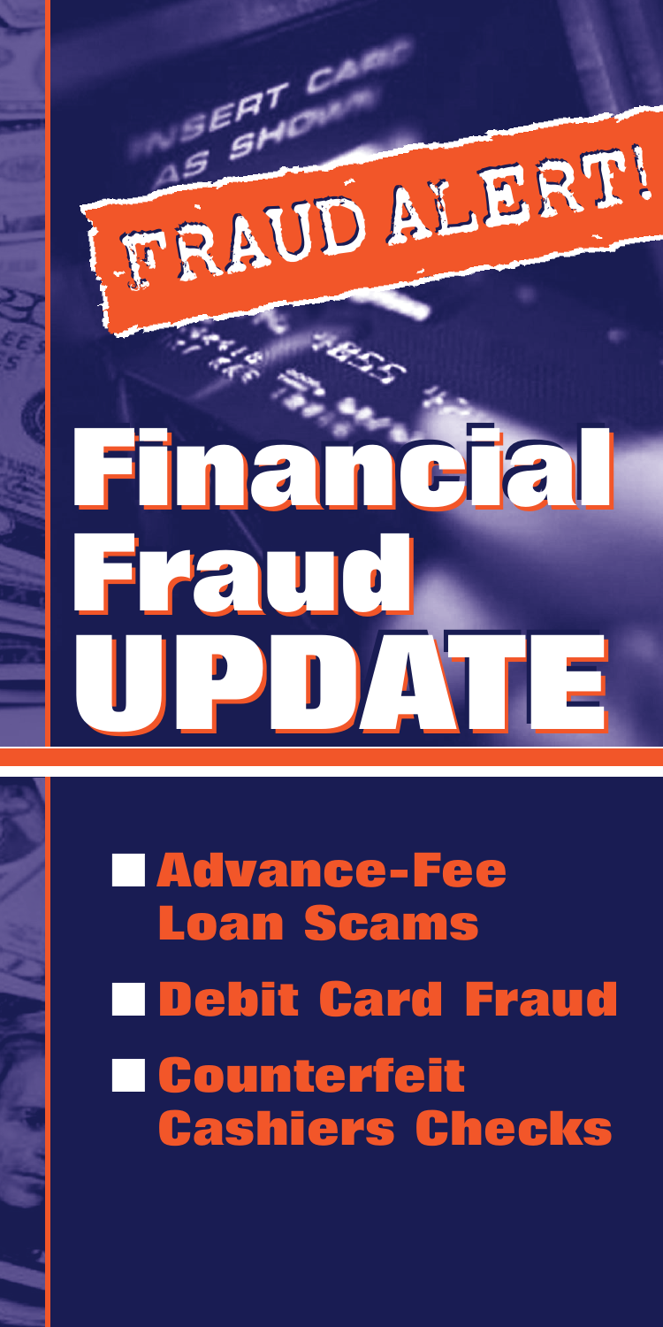FRAUD ALERT!

# Financial Fraud UPDATE

- Advance-Fee Loan Scams
- Debit Card Fraud
- Counterfeit Cashiers Checks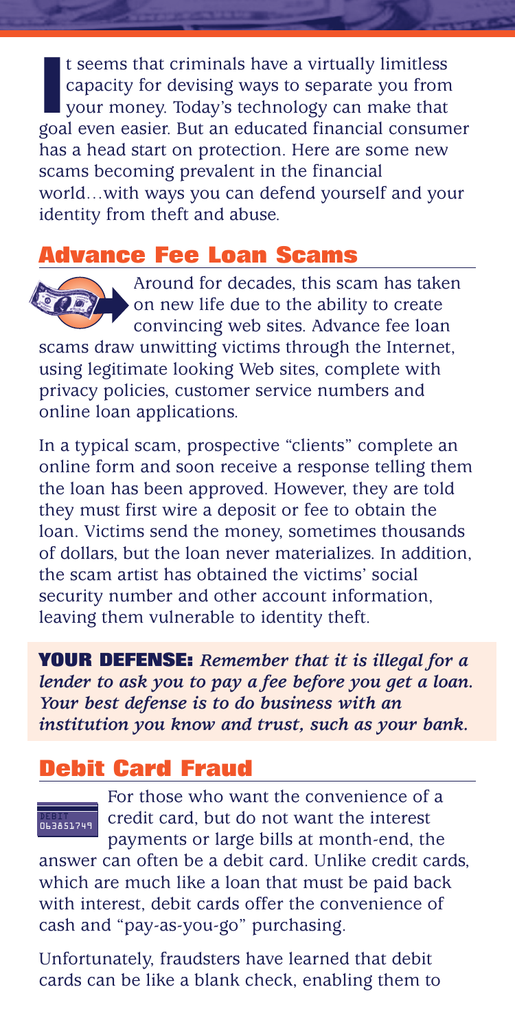It seems that criminals have a virtually limitless capacity for devising ways to separate you from your money. Today's technology can make that goal even easier. But an educated financial consumer has a head start on protection. Here are some new scams becoming prevalent in the financial world…with ways you can defend yourself and your identity from theft and abuse.

## Advance Fee Loan Scams

Around for decades, this scam has taken on new life due to the ability to create convincing web sites. Advance fee loan scams draw unwitting victims through the Internet, using legitimate looking Web sites, complete with privacy policies, customer service numbers and online loan applications.

In a typical scam, prospective "clients" complete an online form and soon receive a response telling them the loan has been approved. However, they are told they must first wire a deposit or fee to obtain the loan. Victims send the money, sometimes thousands of dollars, but the loan never materializes. In addition, the scam artist has obtained the victims' social security number and other account information, leaving them vulnerable to identity theft.

**YOUR DEFENSE:** ***Remember that it is illegal for a lender to ask you to pay a fee before you get a loan. Your best defense is to do business with an institution you know and trust, such as your bank.***

## Debit Card Fraud

For those who want the convenience of a credit card, but do not want the interest payments or large bills at month-end, the answer can often be a debit card. Unlike credit cards, which are much like a loan that must be paid back with interest, debit cards offer the convenience of cash and "pay-as-you-go" purchasing.

Unfortunately, fraudsters have learned that debit cards can be like a blank check, enabling them to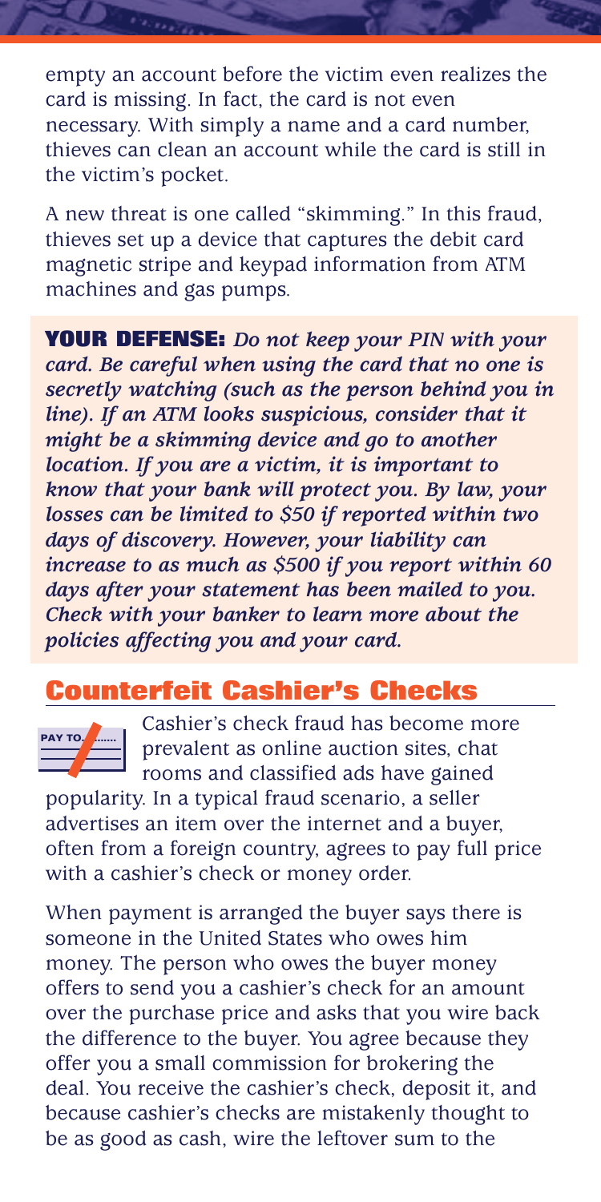empty an account before the victim even realizes the card is missing. In fact, the card is not even necessary. With simply a name and a card number, thieves can clean an account while the card is still in the victim's pocket.

A new threat is one called "skimming." In this fraud, thieves set up a device that captures the debit card magnetic stripe and keypad information from ATM machines and gas pumps.

**YOUR DEFENSE:** ***Do not keep your PIN with your card. Be careful when using the card that no one is secretly watching (such as the person behind you in line). If an ATM looks suspicious, consider that it might be a skimming device and go to another location. If you are a victim, it is important to know that your bank will protect you. By law, your losses can be limited to $50 if reported within two days of discovery. However, your liability can increase to as much as $500 if you report within 60 days after your statement has been mailed to you. Check with your banker to learn more about the policies affecting you and your card.***

## Counterfeit Cashier's Checks

Cashier's check fraud has become more prevalent as online auction sites, chat rooms and classified ads have gained popularity. In a typical fraud scenario, a seller advertises an item over the internet and a buyer, often from a foreign country, agrees to pay full price with a cashier's check or money order.

When payment is arranged the buyer says there is someone in the United States who owes him money. The person who owes the buyer money offers to send you a cashier's check for an amount over the purchase price and asks that you wire back the difference to the buyer. You agree because they offer you a small commission for brokering the deal. You receive the cashier's check, deposit it, and because cashier's checks are mistakenly thought to be as good as cash, wire the leftover sum to the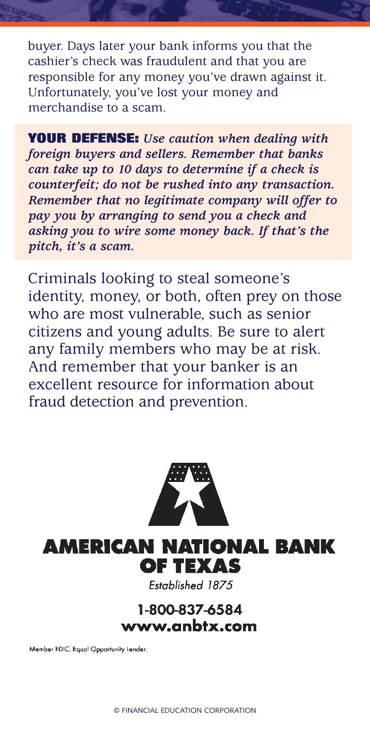buyer. Days later your bank informs you that the cashier's check was fraudulent and that you are responsible for any money you've drawn against it. Unfortunately, you've lost your money and merchandise to a scam.

**YOUR DEFENSE:** ***Use caution when dealing with foreign buyers and sellers. Remember that banks can take up to 10 days to determine if a check is counterfeit; do not be rushed into any transaction. Remember that no legitimate company will offer to pay you by arranging to send you a check and asking you to wire some money back. If that's the pitch, it's a scam.***

Criminals looking to steal someone's identity, money, or both, often prey on those who are most vulnerable, such as senior citizens and young adults. Be sure to alert any family members who may be at risk. And remember that your banker is an excellent resource for information about fraud detection and prevention.

**AMERICAN NATIONAL BANK OF TEXAS**

*Established 1875*

**1-800-837-6584**
**www.anbtx.com**

Member FDIC. Equal Opportunity Lender.

© FINANCIAL EDUCATION CORPORATION